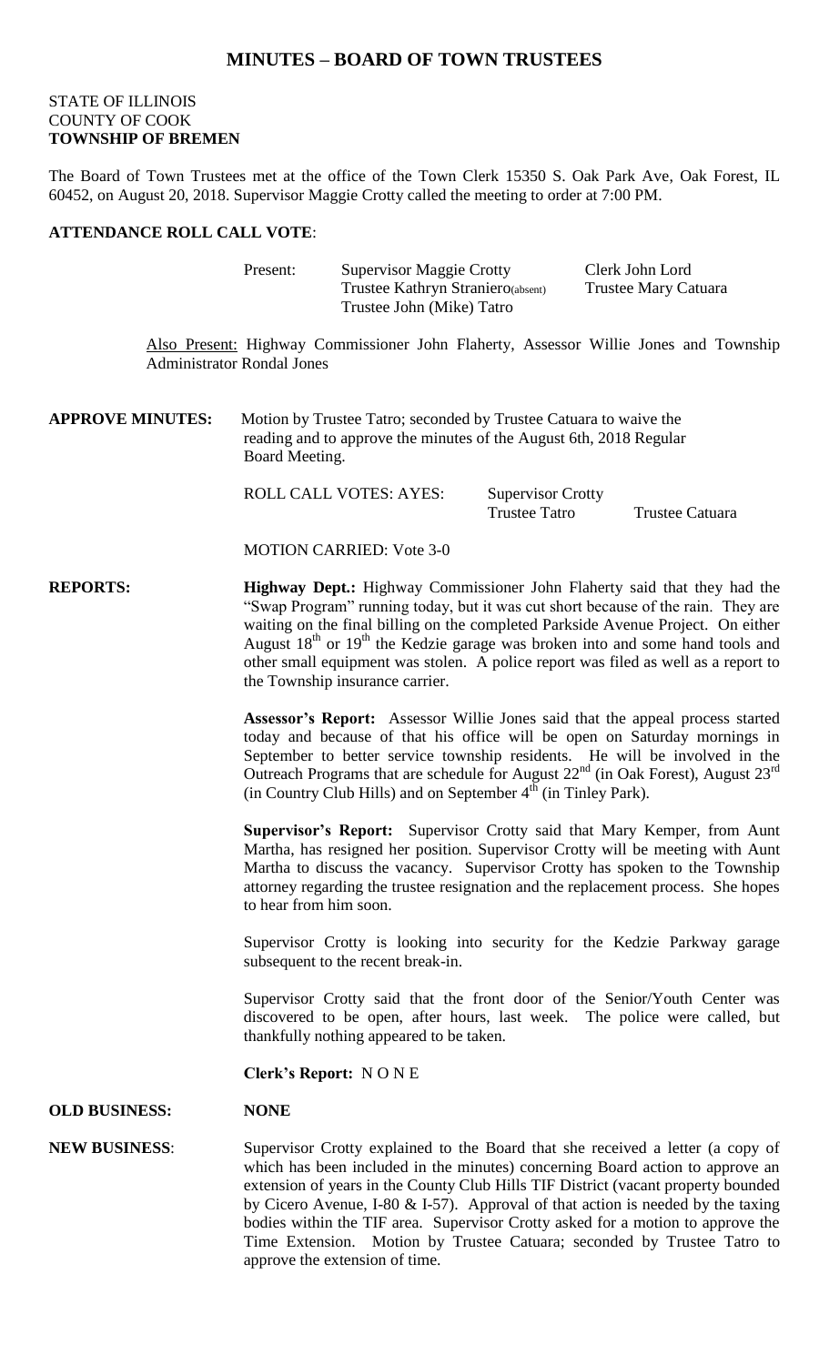# MINUTES – BOARD OF TOWN TRUSTEES

STATE OF ILLINOIS
COUNTY OF COOK
**TOWNSHIP OF BREMEN**

The Board of Town Trustees met at the office of the Town Clerk 15350 S. Oak Park Ave, Oak Forest, IL 60452, on August 20, 2018. Supervisor Maggie Crotty called the meeting to order at 7:00 PM.

**ATTENDANCE ROLL CALL VOTE**:

| Present: | Supervisor Maggie Crotty | Clerk John Lord |
|---|---|---|
| | Trustee Kathryn Straniero(absent) | Trustee Mary Catuara |
| | Trustee John (Mike) Tatro | |

Also Present: Highway Commissioner John Flaherty, Assessor Willie Jones and Township Administrator Rondal Jones

**APPROVE MINUTES:** Motion by Trustee Tatro; seconded by Trustee Catuara to waive the reading and to approve the minutes of the August 6th, 2018 Regular Board Meeting.

ROLL CALL VOTES: AYES: Supervisor Crotty, Trustee Tatro, Trustee Catuara

MOTION CARRIED: Vote 3-0

**REPORTS:**

**Highway Dept.:** Highway Commissioner John Flaherty said that they had the "Swap Program" running today, but it was cut short because of the rain. They are waiting on the final billing on the completed Parkside Avenue Project. On either August 18th or 19th the Kedzie garage was broken into and some hand tools and other small equipment was stolen. A police report was filed as well as a report to the Township insurance carrier.

**Assessor's Report:** Assessor Willie Jones said that the appeal process started today and because of that his office will be open on Saturday mornings in September to better service township residents. He will be involved in the Outreach Programs that are schedule for August 22nd (in Oak Forest), August 23rd (in Country Club Hills) and on September 4th (in Tinley Park).

**Supervisor's Report:** Supervisor Crotty said that Mary Kemper, from Aunt Martha, has resigned her position. Supervisor Crotty will be meeting with Aunt Martha to discuss the vacancy. Supervisor Crotty has spoken to the Township attorney regarding the trustee resignation and the replacement process. She hopes to hear from him soon.

Supervisor Crotty is looking into security for the Kedzie Parkway garage subsequent to the recent break-in.

Supervisor Crotty said that the front door of the Senior/Youth Center was discovered to be open, after hours, last week. The police were called, but thankfully nothing appeared to be taken.

**Clerk's Report:** N O N E

**OLD BUSINESS:** **NONE**

**NEW BUSINESS**: Supervisor Crotty explained to the Board that she received a letter (a copy of which has been included in the minutes) concerning Board action to approve an extension of years in the County Club Hills TIF District (vacant property bounded by Cicero Avenue, I-80 & I-57). Approval of that action is needed by the taxing bodies within the TIF area. Supervisor Crotty asked for a motion to approve the Time Extension. Motion by Trustee Catuara; seconded by Trustee Tatro to approve the extension of time.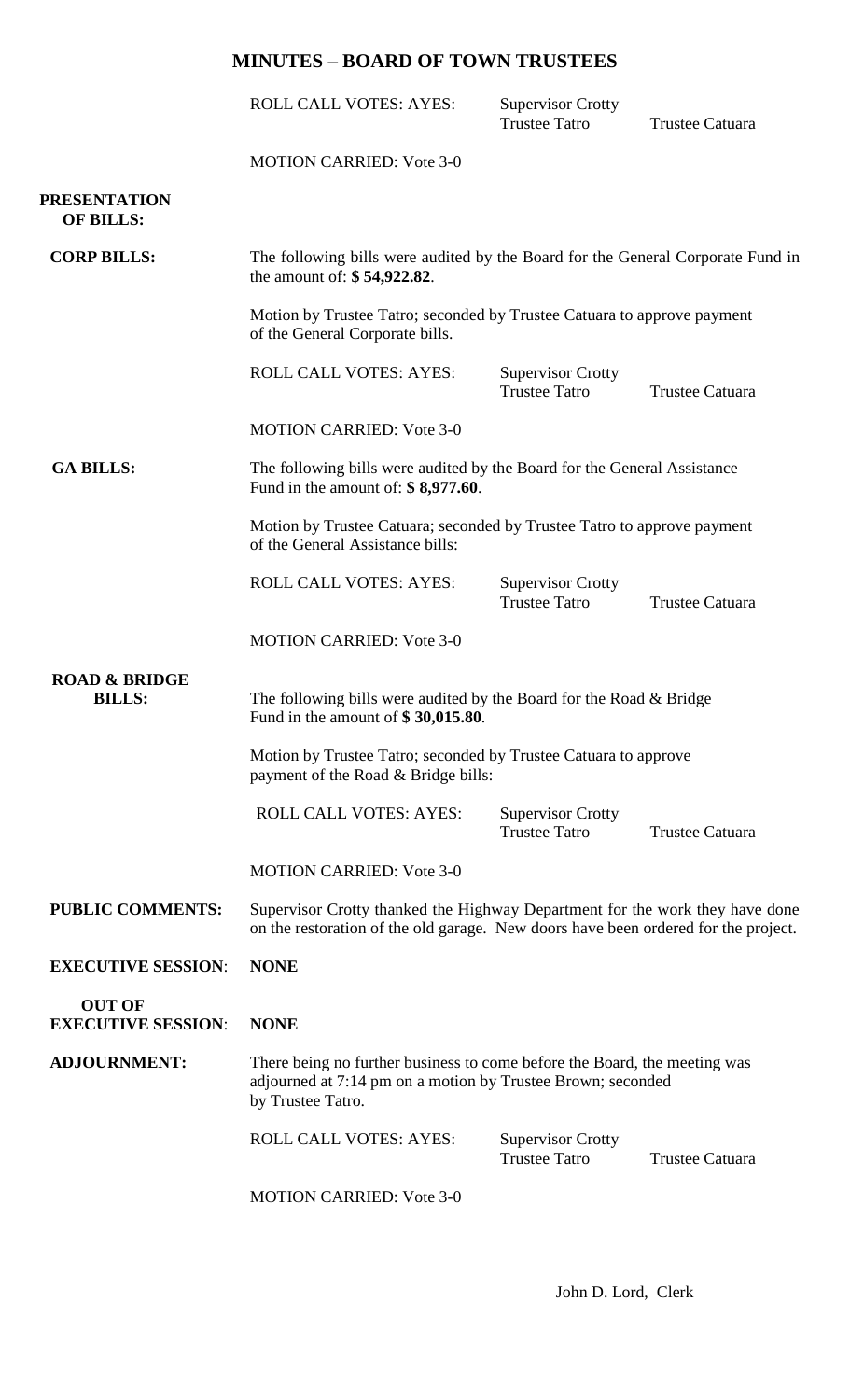# MINUTES – BOARD OF TOWN TRUSTEES

ROLL CALL VOTES: AYES: Supervisor Crotty, Trustee Tatro, Trustee Catuara

MOTION CARRIED: Vote 3-0

**PRESENTATION OF BILLS:**

**CORP BILLS:** The following bills were audited by the Board for the General Corporate Fund in the amount of: **$ 54,922.82**.

Motion by Trustee Tatro; seconded by Trustee Catuara to approve payment of the General Corporate bills.

ROLL CALL VOTES: AYES: Supervisor Crotty, Trustee Tatro, Trustee Catuara

MOTION CARRIED: Vote 3-0

**GA BILLS:** The following bills were audited by the Board for the General Assistance Fund in the amount of: **$ 8,977.60**.

Motion by Trustee Catuara; seconded by Trustee Tatro to approve payment of the General Assistance bills:

ROLL CALL VOTES: AYES: Supervisor Crotty, Trustee Tatro, Trustee Catuara

MOTION CARRIED: Vote 3-0

**ROAD & BRIDGE BILLS:** The following bills were audited by the Board for the Road & Bridge Fund in the amount of **$ 30,015.80**.

Motion by Trustee Tatro; seconded by Trustee Catuara to approve payment of the Road & Bridge bills:

ROLL CALL VOTES: AYES: Supervisor Crotty, Trustee Tatro, Trustee Catuara

MOTION CARRIED: Vote 3-0

**PUBLIC COMMENTS:** Supervisor Crotty thanked the Highway Department for the work they have done on the restoration of the old garage. New doors have been ordered for the project.

**EXECUTIVE SESSION**: **NONE**

**OUT OF EXECUTIVE SESSION**: **NONE**

**ADJOURNMENT:** There being no further business to come before the Board, the meeting was adjourned at 7:14 pm on a motion by Trustee Brown; seconded by Trustee Tatro.

ROLL CALL VOTES: AYES: Supervisor Crotty, Trustee Tatro, Trustee Catuara

MOTION CARRIED: Vote 3-0

John D. Lord, Clerk